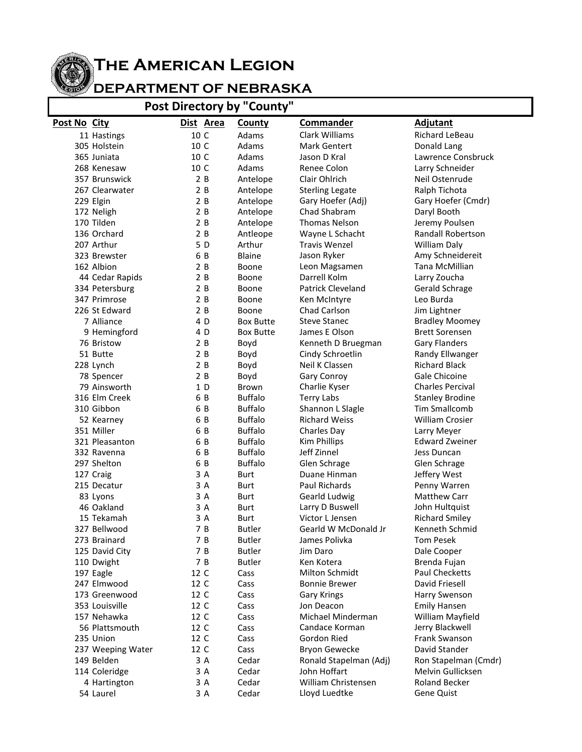# The American Legion

## Department of Nebraska

### Post Directory by "County"

| Post No | City | Dist | Area | County | Commander | Adjutant |
|---|---|---|---|---|---|---|
| 11 | Hastings | 10 | C | Adams | Clark Williams | Richard LeBeau |
| 305 | Holstein | 10 | C | Adams | Mark Gentert | Donald Lang |
| 365 | Juniata | 10 | C | Adams | Jason D Kral | Lawrence Consbruck |
| 268 | Kenesaw | 10 | C | Adams | Renee Colon | Larry Schneider |
| 357 | Brunswick | 2 | B | Antelope | Clair Ohlrich | Neil Ostenrude |
| 267 | Clearwater | 2 | B | Antelope | Sterling Legate | Ralph Tichota |
| 229 | Elgin | 2 | B | Antelope | Gary Hoefer (Adj) | Gary Hoefer (Cmdr) |
| 172 | Neligh | 2 | B | Antelope | Chad Shabram | Daryl Booth |
| 170 | Tilden | 2 | B | Antelope | Thomas Nelson | Jeremy Poulsen |
| 136 | Orchard | 2 | B | Antleope | Wayne L Schacht | Randall Robertson |
| 207 | Arthur | 5 | D | Arthur | Travis Wenzel | William Daly |
| 323 | Brewster | 6 | B | Blaine | Jason Ryker | Amy Schneidereit |
| 162 | Albion | 2 | B | Boone | Leon Magsamen | Tana McMillian |
| 44 | Cedar Rapids | 2 | B | Boone | Darrell Kolm | Larry Zoucha |
| 334 | Petersburg | 2 | B | Boone | Patrick Cleveland | Gerald Schrage |
| 347 | Primrose | 2 | B | Boone | Ken McIntyre | Leo Burda |
| 226 | St Edward | 2 | B | Boone | Chad Carlson | Jim Lightner |
| 7 | Alliance | 4 | D | Box Butte | Steve Stanec | Bradley Moomey |
| 9 | Hemingford | 4 | D | Box Butte | James E Olson | Brett Sorensen |
| 76 | Bristow | 2 | B | Boyd | Kenneth D Bruegman | Gary Flanders |
| 51 | Butte | 2 | B | Boyd | Cindy Schroetlin | Randy Ellwanger |
| 228 | Lynch | 2 | B | Boyd | Neil K Classen | Richard Black |
| 78 | Spencer | 2 | B | Boyd | Gary Conroy | Gale Chicoine |
| 79 | Ainsworth | 1 | D | Brown | Charlie Kyser | Charles Percival |
| 316 | Elm Creek | 6 | B | Buffalo | Terry Labs | Stanley Brodine |
| 310 | Gibbon | 6 | B | Buffalo | Shannon L Slagle | Tim Smallcomb |
| 52 | Kearney | 6 | B | Buffalo | Richard Weiss | William Crosier |
| 351 | Miller | 6 | B | Buffalo | Charles Day | Larry Meyer |
| 321 | Pleasanton | 6 | B | Buffalo | Kim Phillips | Edward Zweiner |
| 332 | Ravenna | 6 | B | Buffalo | Jeff Zinnel | Jess Duncan |
| 297 | Shelton | 6 | B | Buffalo | Glen Schrage | Glen Schrage |
| 127 | Craig | 3 | A | Burt | Duane Hinman | Jeffery West |
| 215 | Decatur | 3 | A | Burt | Paul Richards | Penny Warren |
| 83 | Lyons | 3 | A | Burt | Gearld Ludwig | Matthew Carr |
| 46 | Oakland | 3 | A | Burt | Larry D Buswell | John Hultquist |
| 15 | Tekamah | 3 | A | Burt | Victor L Jensen | Richard Smiley |
| 327 | Bellwood | 7 | B | Butler | Gearld W McDonald Jr | Kenneth Schmid |
| 273 | Brainard | 7 | B | Butler | James Polivka | Tom Pesek |
| 125 | David City | 7 | B | Butler | Jim Daro | Dale Cooper |
| 110 | Dwight | 7 | B | Butler | Ken Kotera | Brenda Fujan |
| 197 | Eagle | 12 | C | Cass | Milton Schmidt | Paul Checketts |
| 247 | Elmwood | 12 | C | Cass | Bonnie Brewer | David Friesell |
| 173 | Greenwood | 12 | C | Cass | Gary Krings | Harry Swenson |
| 353 | Louisville | 12 | C | Cass | Jon Deacon | Emily Hansen |
| 157 | Nehawka | 12 | C | Cass | Michael Minderman | William Mayfield |
| 56 | Plattsmouth | 12 | C | Cass | Candace Korman | Jerry Blackwell |
| 235 | Union | 12 | C | Cass | Gordon Ried | Frank Swanson |
| 237 | Weeping Water | 12 | C | Cass | Bryon Gewecke | David Stander |
| 149 | Belden | 3 | A | Cedar | Ronald Stapelman (Adj) | Ron Stapelman (Cmdr) |
| 114 | Coleridge | 3 | A | Cedar | John Hoffart | Melvin Gullicksen |
| 4 | Hartington | 3 | A | Cedar | William Christensen | Roland Becker |
| 54 | Laurel | 3 | A | Cedar | Lloyd Luedtke | Gene Quist |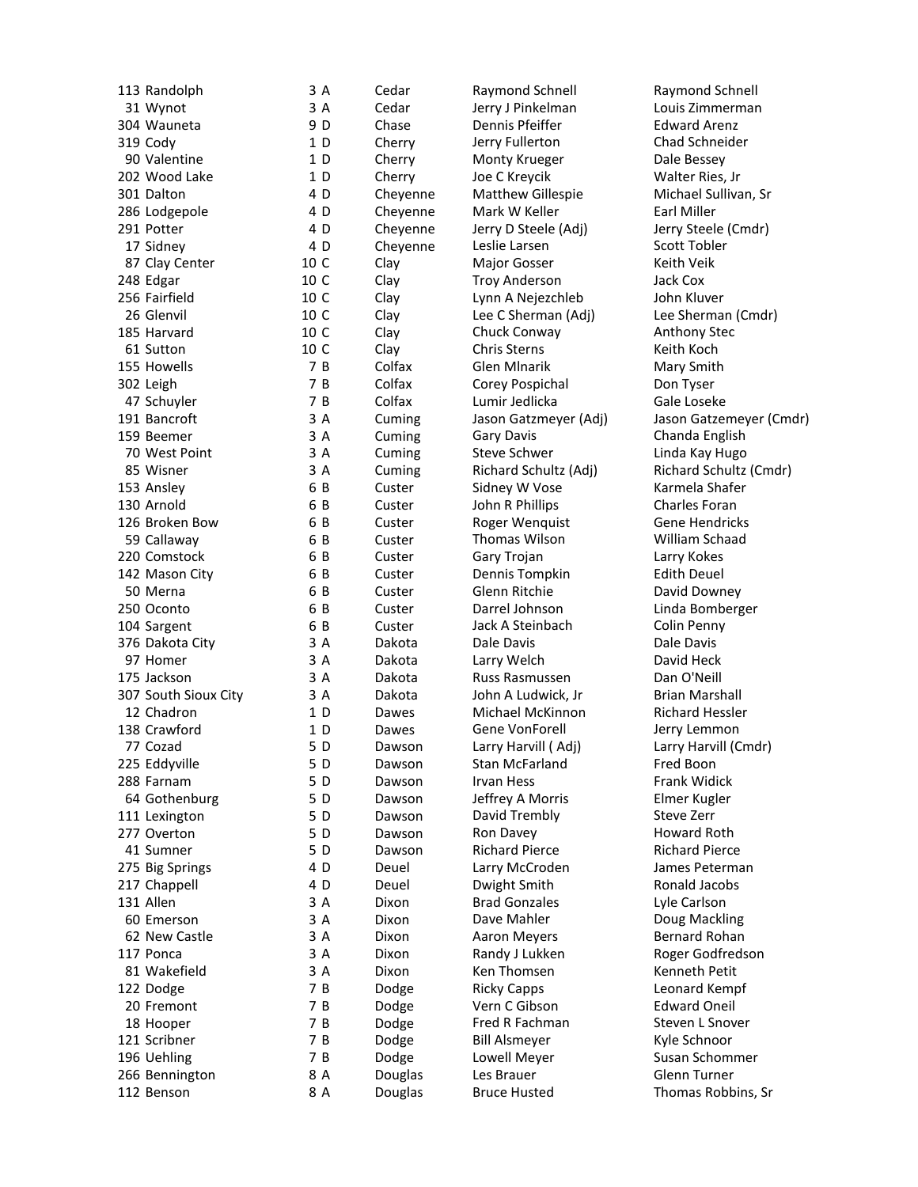| | | | | | |
|---|---|---|---|---|---|
| 113 | Randolph | 3 A | Cedar | Raymond Schnell | Raymond Schnell |
| 31 | Wynot | 3 A | Cedar | Jerry J Pinkelman | Louis Zimmerman |
| 304 | Wauneta | 9 D | Chase | Dennis Pfeiffer | Edward Arenz |
| 319 | Cody | 1 D | Cherry | Jerry Fullerton | Chad Schneider |
| 90 | Valentine | 1 D | Cherry | Monty Krueger | Dale Bessey |
| 202 | Wood Lake | 1 D | Cherry | Joe C Kreycik | Walter Ries, Jr |
| 301 | Dalton | 4 D | Cheyenne | Matthew Gillespie | Michael Sullivan, Sr |
| 286 | Lodgepole | 4 D | Cheyenne | Mark W Keller | Earl Miller |
| 291 | Potter | 4 D | Cheyenne | Jerry D Steele (Adj) | Jerry Steele (Cmdr) |
| 17 | Sidney | 4 D | Cheyenne | Leslie Larsen | Scott Tobler |
| 87 | Clay Center | 10 C | Clay | Major Gosser | Keith Veik |
| 248 | Edgar | 10 C | Clay | Troy Anderson | Jack Cox |
| 256 | Fairfield | 10 C | Clay | Lynn A Nejezchleb | John Kluver |
| 26 | Glenvil | 10 C | Clay | Lee C Sherman (Adj) | Lee Sherman (Cmdr) |
| 185 | Harvard | 10 C | Clay | Chuck Conway | Anthony Stec |
| 61 | Sutton | 10 C | Clay | Chris Sterns | Keith Koch |
| 155 | Howells | 7 B | Colfax | Glen Mlnarik | Mary Smith |
| 302 | Leigh | 7 B | Colfax | Corey Pospichal | Don Tyser |
| 47 | Schuyler | 7 B | Colfax | Lumir Jedlicka | Gale Loseke |
| 191 | Bancroft | 3 A | Cuming | Jason Gatzmeyer (Adj) | Jason Gatzemeyer (Cmdr) |
| 159 | Beemer | 3 A | Cuming | Gary Davis | Chanda English |
| 70 | West Point | 3 A | Cuming | Steve Schwer | Linda Kay Hugo |
| 85 | Wisner | 3 A | Cuming | Richard Schultz (Adj) | Richard Schultz (Cmdr) |
| 153 | Ansley | 6 B | Custer | Sidney W Vose | Karmela Shafer |
| 130 | Arnold | 6 B | Custer | John R Phillips | Charles Foran |
| 126 | Broken Bow | 6 B | Custer | Roger Wenquist | Gene Hendricks |
| 59 | Callaway | 6 B | Custer | Thomas Wilson | William Schaad |
| 220 | Comstock | 6 B | Custer | Gary Trojan | Larry Kokes |
| 142 | Mason City | 6 B | Custer | Dennis Tompkin | Edith Deuel |
| 50 | Merna | 6 B | Custer | Glenn Ritchie | David Downey |
| 250 | Oconto | 6 B | Custer | Darrel Johnson | Linda Bomberger |
| 104 | Sargent | 6 B | Custer | Jack A Steinbach | Colin Penny |
| 376 | Dakota City | 3 A | Dakota | Dale Davis | Dale Davis |
| 97 | Homer | 3 A | Dakota | Larry Welch | David Heck |
| 175 | Jackson | 3 A | Dakota | Russ Rasmussen | Dan O'Neill |
| 307 | South Sioux City | 3 A | Dakota | John A Ludwick, Jr | Brian Marshall |
| 12 | Chadron | 1 D | Dawes | Michael McKinnon | Richard Hessler |
| 138 | Crawford | 1 D | Dawes | Gene VonForell | Jerry Lemmon |
| 77 | Cozad | 5 D | Dawson | Larry Harvill ( Adj) | Larry Harvill (Cmdr) |
| 225 | Eddyville | 5 D | Dawson | Stan McFarland | Fred Boon |
| 288 | Farnam | 5 D | Dawson | Irvan Hess | Frank Widick |
| 64 | Gothenburg | 5 D | Dawson | Jeffrey A Morris | Elmer Kugler |
| 111 | Lexington | 5 D | Dawson | David Trembly | Steve Zerr |
| 277 | Overton | 5 D | Dawson | Ron Davey | Howard Roth |
| 41 | Sumner | 5 D | Dawson | Richard Pierce | Richard Pierce |
| 275 | Big Springs | 4 D | Deuel | Larry McCroden | James Peterman |
| 217 | Chappell | 4 D | Deuel | Dwight Smith | Ronald Jacobs |
| 131 | Allen | 3 A | Dixon | Brad Gonzales | Lyle Carlson |
| 60 | Emerson | 3 A | Dixon | Dave Mahler | Doug Mackling |
| 62 | New Castle | 3 A | Dixon | Aaron Meyers | Bernard Rohan |
| 117 | Ponca | 3 A | Dixon | Randy J Lukken | Roger Godfredson |
| 81 | Wakefield | 3 A | Dixon | Ken Thomsen | Kenneth Petit |
| 122 | Dodge | 7 B | Dodge | Ricky Capps | Leonard Kempf |
| 20 | Fremont | 7 B | Dodge | Vern C Gibson | Edward Oneil |
| 18 | Hooper | 7 B | Dodge | Fred R Fachman | Steven L Snover |
| 121 | Scribner | 7 B | Dodge | Bill Alsmeyer | Kyle Schnoor |
| 196 | Uehling | 7 B | Dodge | Lowell Meyer | Susan Schommer |
| 266 | Bennington | 8 A | Douglas | Les Brauer | Glenn Turner |
| 112 | Benson | 8 A | Douglas | Bruce Husted | Thomas Robbins, Sr |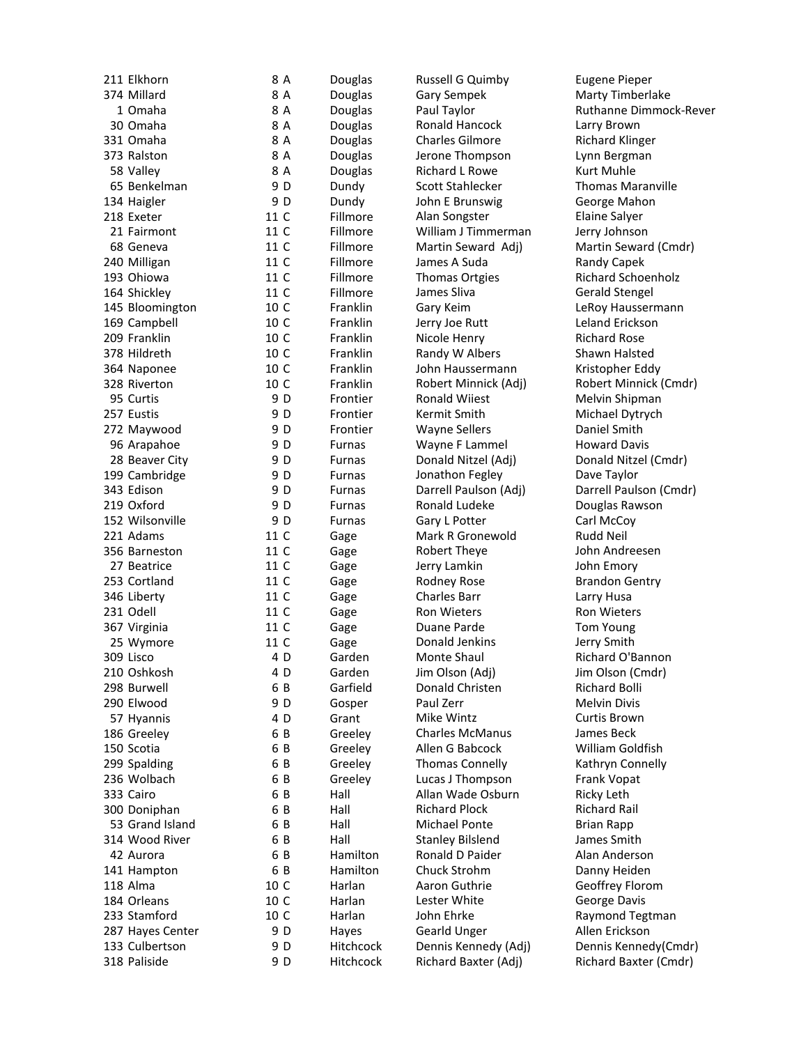| | | | | | |
|---|---|---|---|---|---|
| 211 | Elkhorn | 8 A | Douglas | Russell G Quimby | Eugene Pieper |
| 374 | Millard | 8 A | Douglas | Gary Sempek | Marty Timberlake |
| 1 | Omaha | 8 A | Douglas | Paul Taylor | Ruthanne Dimmock-Rever |
| 30 | Omaha | 8 A | Douglas | Ronald Hancock | Larry Brown |
| 331 | Omaha | 8 A | Douglas | Charles Gilmore | Richard Klinger |
| 373 | Ralston | 8 A | Douglas | Jerone Thompson | Lynn Bergman |
| 58 | Valley | 8 A | Douglas | Richard L Rowe | Kurt Muhle |
| 65 | Benkelman | 9 D | Dundy | Scott Stahlecker | Thomas Maranville |
| 134 | Haigler | 9 D | Dundy | John E Brunswig | George Mahon |
| 218 | Exeter | 11 C | Fillmore | Alan Songster | Elaine Salyer |
| 21 | Fairmont | 11 C | Fillmore | William J Timmerman | Jerry Johnson |
| 68 | Geneva | 11 C | Fillmore | Martin Seward Adj) | Martin Seward (Cmdr) |
| 240 | Milligan | 11 C | Fillmore | James A Suda | Randy Capek |
| 193 | Ohiowa | 11 C | Fillmore | Thomas Ortgies | Richard Schoenholz |
| 164 | Shickley | 11 C | Fillmore | James Sliva | Gerald Stengel |
| 145 | Bloomington | 10 C | Franklin | Gary Keim | LeRoy Haussermann |
| 169 | Campbell | 10 C | Franklin | Jerry Joe Rutt | Leland Erickson |
| 209 | Franklin | 10 C | Franklin | Nicole Henry | Richard Rose |
| 378 | Hildreth | 10 C | Franklin | Randy W Albers | Shawn Halsted |
| 364 | Naponee | 10 C | Franklin | John Haussermann | Kristopher Eddy |
| 328 | Riverton | 10 C | Franklin | Robert Minnick (Adj) | Robert Minnick (Cmdr) |
| 95 | Curtis | 9 D | Frontier | Ronald Wiiest | Melvin Shipman |
| 257 | Eustis | 9 D | Frontier | Kermit Smith | Michael Dytrych |
| 272 | Maywood | 9 D | Frontier | Wayne Sellers | Daniel Smith |
| 96 | Arapahoe | 9 D | Furnas | Wayne F Lammel | Howard Davis |
| 28 | Beaver City | 9 D | Furnas | Donald Nitzel (Adj) | Donald Nitzel (Cmdr) |
| 199 | Cambridge | 9 D | Furnas | Jonathon Fegley | Dave Taylor |
| 343 | Edison | 9 D | Furnas | Darrell Paulson (Adj) | Darrell Paulson (Cmdr) |
| 219 | Oxford | 9 D | Furnas | Ronald Ludeke | Douglas Rawson |
| 152 | Wilsonville | 9 D | Furnas | Gary L Potter | Carl McCoy |
| 221 | Adams | 11 C | Gage | Mark R Gronewold | Rudd Neil |
| 356 | Barneston | 11 C | Gage | Robert Theye | John Andreesen |
| 27 | Beatrice | 11 C | Gage | Jerry Lamkin | John Emory |
| 253 | Cortland | 11 C | Gage | Rodney Rose | Brandon Gentry |
| 346 | Liberty | 11 C | Gage | Charles Barr | Larry Husa |
| 231 | Odell | 11 C | Gage | Ron Wieters | Ron Wieters |
| 367 | Virginia | 11 C | Gage | Duane Parde | Tom Young |
| 25 | Wymore | 11 C | Gage | Donald Jenkins | Jerry Smith |
| 309 | Lisco | 4 D | Garden | Monte Shaul | Richard O'Bannon |
| 210 | Oshkosh | 4 D | Garden | Jim Olson (Adj) | Jim Olson (Cmdr) |
| 298 | Burwell | 6 B | Garfield | Donald Christen | Richard Bolli |
| 290 | Elwood | 9 D | Gosper | Paul Zerr | Melvin Divis |
| 57 | Hyannis | 4 D | Grant | Mike Wintz | Curtis Brown |
| 186 | Greeley | 6 B | Greeley | Charles McManus | James Beck |
| 150 | Scotia | 6 B | Greeley | Allen G Babcock | William Goldfish |
| 299 | Spalding | 6 B | Greeley | Thomas Connelly | Kathryn Connelly |
| 236 | Wolbach | 6 B | Greeley | Lucas J Thompson | Frank Vopat |
| 333 | Cairo | 6 B | Hall | Allan Wade Osburn | Ricky Leth |
| 300 | Doniphan | 6 B | Hall | Richard Plock | Richard Rail |
| 53 | Grand Island | 6 B | Hall | Michael Ponte | Brian Rapp |
| 314 | Wood River | 6 B | Hall | Stanley Bilslend | James Smith |
| 42 | Aurora | 6 B | Hamilton | Ronald D Paider | Alan Anderson |
| 141 | Hampton | 6 B | Hamilton | Chuck Strohm | Danny Heiden |
| 118 | Alma | 10 C | Harlan | Aaron Guthrie | Geoffrey Florom |
| 184 | Orleans | 10 C | Harlan | Lester White | George Davis |
| 233 | Stamford | 10 C | Harlan | John Ehrke | Raymond Tegtman |
| 287 | Hayes Center | 9 D | Hayes | Gearld Unger | Allen Erickson |
| 133 | Culbertson | 9 D | Hitchcock | Dennis Kennedy (Adj) | Dennis Kennedy(Cmdr) |
| 318 | Paliside | 9 D | Hitchcock | Richard Baxter (Adj) | Richard Baxter (Cmdr) |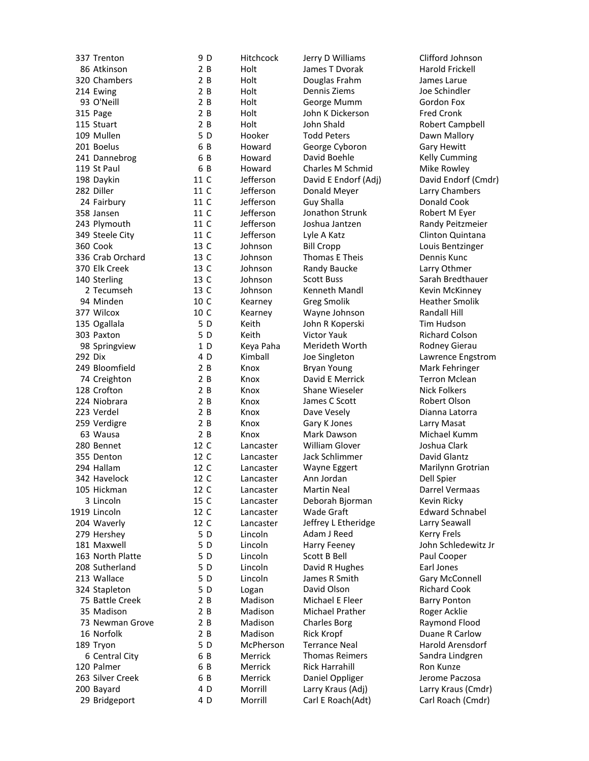| | | | | | | |
|---|---|---|---|---|---|---|
| 337 | Trenton | 9 | D | Hitchcock | Jerry D Williams | Clifford Johnson |
| 86 | Atkinson | 2 | B | Holt | James T Dvorak | Harold Frickell |
| 320 | Chambers | 2 | B | Holt | Douglas Frahm | James Larue |
| 214 | Ewing | 2 | B | Holt | Dennis Ziems | Joe Schindler |
| 93 | O'Neill | 2 | B | Holt | George Mumm | Gordon Fox |
| 315 | Page | 2 | B | Holt | John K Dickerson | Fred Cronk |
| 115 | Stuart | 2 | B | Holt | John Shald | Robert Campbell |
| 109 | Mullen | 5 | D | Hooker | Todd Peters | Dawn Mallory |
| 201 | Boelus | 6 | B | Howard | George Cyboron | Gary Hewitt |
| 241 | Dannebrog | 6 | B | Howard | David Boehle | Kelly Cumming |
| 119 | St Paul | 6 | B | Howard | Charles M Schmid | Mike Rowley |
| 198 | Daykin | 11 | C | Jefferson | David E Endorf (Adj) | David Endorf (Cmdr) |
| 282 | Diller | 11 | C | Jefferson | Donald Meyer | Larry Chambers |
| 24 | Fairbury | 11 | C | Jefferson | Guy Shalla | Donald Cook |
| 358 | Jansen | 11 | C | Jefferson | Jonathon Strunk | Robert M Eyer |
| 243 | Plymouth | 11 | C | Jefferson | Joshua Jantzen | Randy Peitzmeier |
| 349 | Steele City | 11 | C | Jefferson | Lyle A Katz | Clinton Quintana |
| 360 | Cook | 13 | C | Johnson | Bill Cropp | Louis Bentzinger |
| 336 | Crab Orchard | 13 | C | Johnson | Thomas E Theis | Dennis Kunc |
| 370 | Elk Creek | 13 | C | Johnson | Randy Baucke | Larry Othmer |
| 140 | Sterling | 13 | C | Johnson | Scott Buss | Sarah Bredthauer |
| 2 | Tecumseh | 13 | C | Johnson | Kenneth Mandl | Kevin McKinney |
| 94 | Minden | 10 | C | Kearney | Greg Smolik | Heather Smolik |
| 377 | Wilcox | 10 | C | Kearney | Wayne Johnson | Randall Hill |
| 135 | Ogallala | 5 | D | Keith | John R Koperski | Tim Hudson |
| 303 | Paxton | 5 | D | Keith | Victor Yauk | Richard Colson |
| 98 | Springview | 1 | D | Keya Paha | Merideth Worth | Rodney Gierau |
| 292 | Dix | 4 | D | Kimball | Joe Singleton | Lawrence Engstrom |
| 249 | Bloomfield | 2 | B | Knox | Bryan Young | Mark Fehringer |
| 74 | Creighton | 2 | B | Knox | David E Merrick | Terron Mclean |
| 128 | Crofton | 2 | B | Knox | Shane Wieseler | Nick Folkers |
| 224 | Niobrara | 2 | B | Knox | James C Scott | Robert Olson |
| 223 | Verdel | 2 | B | Knox | Dave Vesely | Dianna Latorra |
| 259 | Verdigre | 2 | B | Knox | Gary K Jones | Larry Masat |
| 63 | Wausa | 2 | B | Knox | Mark Dawson | Michael Kumm |
| 280 | Bennet | 12 | C | Lancaster | William Glover | Joshua Clark |
| 355 | Denton | 12 | C | Lancaster | Jack Schlimmer | David Glantz |
| 294 | Hallam | 12 | C | Lancaster | Wayne Eggert | Marilynn Grotrian |
| 342 | Havelock | 12 | C | Lancaster | Ann Jordan | Dell Spier |
| 105 | Hickman | 12 | C | Lancaster | Martin Neal | Darrel Vermaas |
| 3 | Lincoln | 15 | C | Lancaster | Deborah Bjorman | Kevin Ricky |
| 1919 | Lincoln | 12 | C | Lancaster | Wade Graft | Edward Schnabel |
| 204 | Waverly | 12 | C | Lancaster | Jeffrey L Etheridge | Larry Seawall |
| 279 | Hershey | 5 | D | Lincoln | Adam J Reed | Kerry Frels |
| 181 | Maxwell | 5 | D | Lincoln | Harry Feeney | John Schledewitz Jr |
| 163 | North Platte | 5 | D | Lincoln | Scott B Bell | Paul Cooper |
| 208 | Sutherland | 5 | D | Lincoln | David R Hughes | Earl Jones |
| 213 | Wallace | 5 | D | Lincoln | James R Smith | Gary McConnell |
| 324 | Stapleton | 5 | D | Logan | David Olson | Richard Cook |
| 75 | Battle Creek | 2 | B | Madison | Michael E Fleer | Barry Ponton |
| 35 | Madison | 2 | B | Madison | Michael Prather | Roger Acklie |
| 73 | Newman Grove | 2 | B | Madison | Charles Borg | Raymond Flood |
| 16 | Norfolk | 2 | B | Madison | Rick Kropf | Duane R Carlow |
| 189 | Tryon | 5 | D | McPherson | Terrance Neal | Harold Arensdorf |
| 6 | Central City | 6 | B | Merrick | Thomas Reimers | Sandra Lindgren |
| 120 | Palmer | 6 | B | Merrick | Rick Harrahill | Ron Kunze |
| 263 | Silver Creek | 6 | B | Merrick | Daniel Oppliger | Jerome Paczosa |
| 200 | Bayard | 4 | D | Morrill | Larry Kraus (Adj) | Larry Kraus (Cmdr) |
| 29 | Bridgeport | 4 | D | Morrill | Carl E Roach(Adt) | Carl Roach (Cmdr) |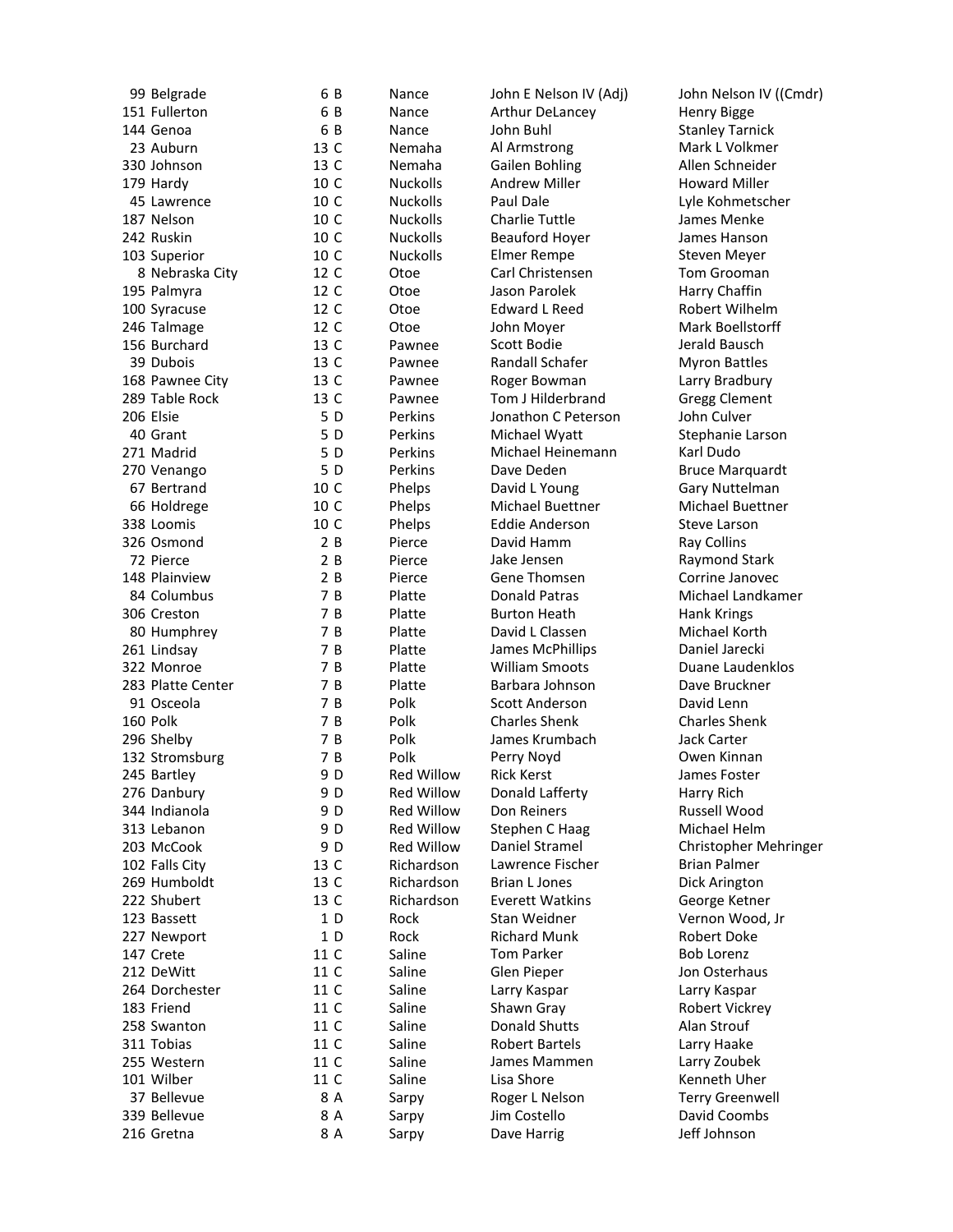| | | | | | |
|---|---|---|---|---|---|
| 99 | Belgrade | 6 B | Nance | John E Nelson IV (Adj) | John Nelson IV ((Cmdr) |
| 151 | Fullerton | 6 B | Nance | Arthur DeLancey | Henry Bigge |
| 144 | Genoa | 6 B | Nance | John Buhl | Stanley Tarnick |
| 23 | Auburn | 13 C | Nemaha | Al Armstrong | Mark L Volkmer |
| 330 | Johnson | 13 C | Nemaha | Gailen Bohling | Allen Schneider |
| 179 | Hardy | 10 C | Nuckolls | Andrew Miller | Howard Miller |
| 45 | Lawrence | 10 C | Nuckolls | Paul Dale | Lyle Kohmetscher |
| 187 | Nelson | 10 C | Nuckolls | Charlie Tuttle | James Menke |
| 242 | Ruskin | 10 C | Nuckolls | Beauford Hoyer | James Hanson |
| 103 | Superior | 10 C | Nuckolls | Elmer Rempe | Steven Meyer |
| 8 | Nebraska City | 12 C | Otoe | Carl Christensen | Tom Grooman |
| 195 | Palmyra | 12 C | Otoe | Jason Parolek | Harry Chaffin |
| 100 | Syracuse | 12 C | Otoe | Edward L Reed | Robert Wilhelm |
| 246 | Talmage | 12 C | Otoe | John Moyer | Mark Boellstorff |
| 156 | Burchard | 13 C | Pawnee | Scott Bodie | Jerald Bausch |
| 39 | Dubois | 13 C | Pawnee | Randall Schafer | Myron Battles |
| 168 | Pawnee City | 13 C | Pawnee | Roger Bowman | Larry Bradbury |
| 289 | Table Rock | 13 C | Pawnee | Tom J Hilderbrand | Gregg Clement |
| 206 | Elsie | 5 D | Perkins | Jonathon C Peterson | John Culver |
| 40 | Grant | 5 D | Perkins | Michael Wyatt | Stephanie Larson |
| 271 | Madrid | 5 D | Perkins | Michael Heinemann | Karl Dudo |
| 270 | Venango | 5 D | Perkins | Dave Deden | Bruce Marquardt |
| 67 | Bertrand | 10 C | Phelps | David L Young | Gary Nuttelman |
| 66 | Holdrege | 10 C | Phelps | Michael Buettner | Michael Buettner |
| 338 | Loomis | 10 C | Phelps | Eddie Anderson | Steve Larson |
| 326 | Osmond | 2 B | Pierce | David Hamm | Ray Collins |
| 72 | Pierce | 2 B | Pierce | Jake Jensen | Raymond Stark |
| 148 | Plainview | 2 B | Pierce | Gene Thomsen | Corrine Janovec |
| 84 | Columbus | 7 B | Platte | Donald Patras | Michael Landkamer |
| 306 | Creston | 7 B | Platte | Burton Heath | Hank Krings |
| 80 | Humphrey | 7 B | Platte | David L Classen | Michael Korth |
| 261 | Lindsay | 7 B | Platte | James McPhillips | Daniel Jarecki |
| 322 | Monroe | 7 B | Platte | William Smoots | Duane Laudenklos |
| 283 | Platte Center | 7 B | Platte | Barbara Johnson | Dave Bruckner |
| 91 | Osceola | 7 B | Polk | Scott Anderson | David Lenn |
| 160 | Polk | 7 B | Polk | Charles Shenk | Charles Shenk |
| 296 | Shelby | 7 B | Polk | James Krumbach | Jack Carter |
| 132 | Stromsburg | 7 B | Polk | Perry Noyd | Owen Kinnan |
| 245 | Bartley | 9 D | Red Willow | Rick Kerst | James Foster |
| 276 | Danbury | 9 D | Red Willow | Donald Lafferty | Harry Rich |
| 344 | Indianola | 9 D | Red Willow | Don Reiners | Russell Wood |
| 313 | Lebanon | 9 D | Red Willow | Stephen C Haag | Michael Helm |
| 203 | McCook | 9 D | Red Willow | Daniel Stramel | Christopher Mehringer |
| 102 | Falls City | 13 C | Richardson | Lawrence Fischer | Brian Palmer |
| 269 | Humboldt | 13 C | Richardson | Brian L Jones | Dick Arington |
| 222 | Shubert | 13 C | Richardson | Everett Watkins | George Ketner |
| 123 | Bassett | 1 D | Rock | Stan Weidner | Vernon Wood, Jr |
| 227 | Newport | 1 D | Rock | Richard Munk | Robert Doke |
| 147 | Crete | 11 C | Saline | Tom Parker | Bob Lorenz |
| 212 | DeWitt | 11 C | Saline | Glen Pieper | Jon Osterhaus |
| 264 | Dorchester | 11 C | Saline | Larry Kaspar | Larry Kaspar |
| 183 | Friend | 11 C | Saline | Shawn Gray | Robert Vickrey |
| 258 | Swanton | 11 C | Saline | Donald Shutts | Alan Strouf |
| 311 | Tobias | 11 C | Saline | Robert Bartels | Larry Haake |
| 255 | Western | 11 C | Saline | James Mammen | Larry Zoubek |
| 101 | Wilber | 11 C | Saline | Lisa Shore | Kenneth Uher |
| 37 | Bellevue | 8 A | Sarpy | Roger L Nelson | Terry Greenwell |
| 339 | Bellevue | 8 A | Sarpy | Jim Costello | David Coombs |
| 216 | Gretna | 8 A | Sarpy | Dave Harrig | Jeff Johnson |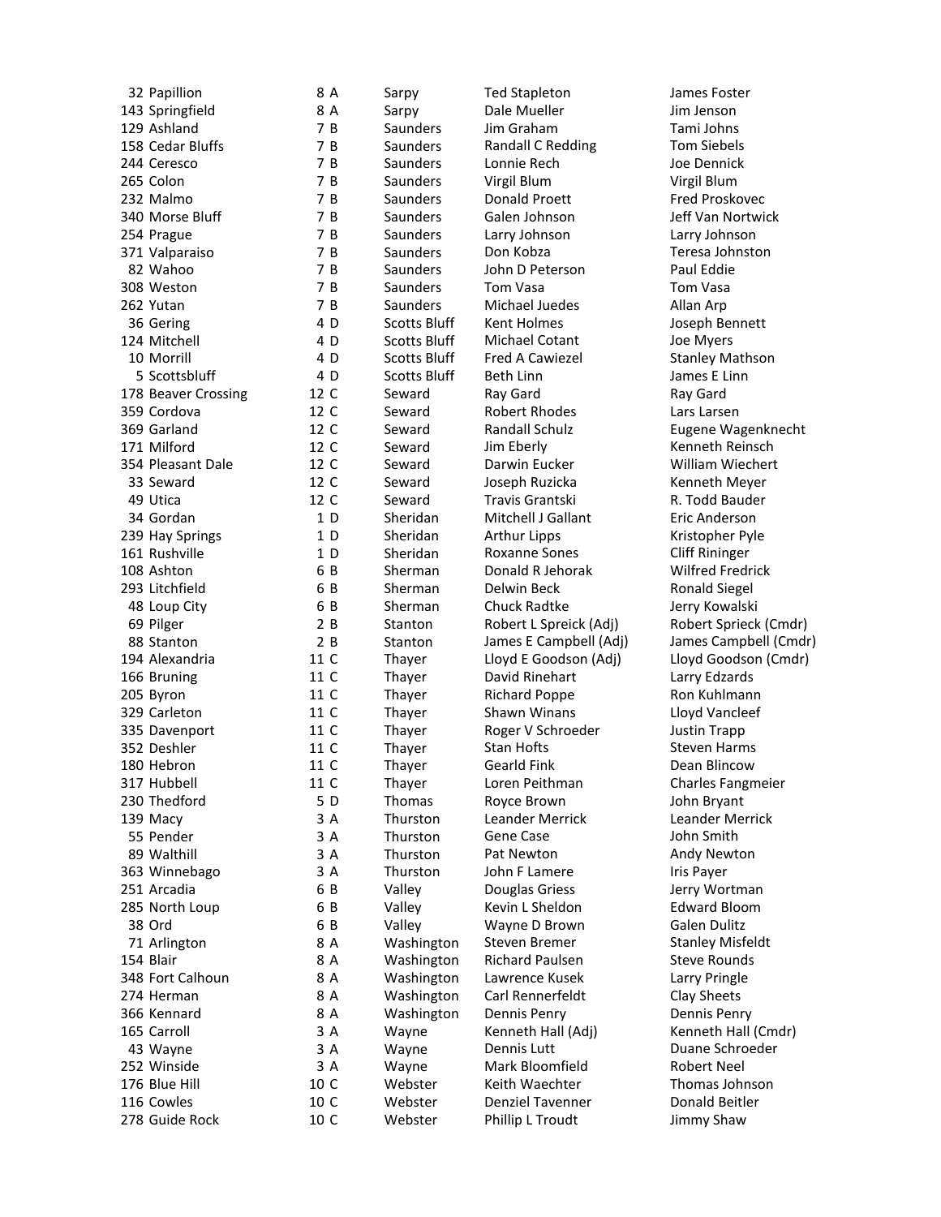| | | | | | |
|---|---|---|---|---|---|
| 32 | Papillion | 8 A | Sarpy | Ted Stapleton | James Foster |
| 143 | Springfield | 8 A | Sarpy | Dale Mueller | Jim Jenson |
| 129 | Ashland | 7 B | Saunders | Jim Graham | Tami Johns |
| 158 | Cedar Bluffs | 7 B | Saunders | Randall C Redding | Tom Siebels |
| 244 | Ceresco | 7 B | Saunders | Lonnie Rech | Joe Dennick |
| 265 | Colon | 7 B | Saunders | Virgil Blum | Virgil Blum |
| 232 | Malmo | 7 B | Saunders | Donald Proett | Fred Proskovec |
| 340 | Morse Bluff | 7 B | Saunders | Galen Johnson | Jeff Van Nortwick |
| 254 | Prague | 7 B | Saunders | Larry Johnson | Larry Johnson |
| 371 | Valparaiso | 7 B | Saunders | Don Kobza | Teresa Johnston |
| 82 | Wahoo | 7 B | Saunders | John D Peterson | Paul Eddie |
| 308 | Weston | 7 B | Saunders | Tom Vasa | Tom Vasa |
| 262 | Yutan | 7 B | Saunders | Michael Juedes | Allan Arp |
| 36 | Gering | 4 D | Scotts Bluff | Kent Holmes | Joseph Bennett |
| 124 | Mitchell | 4 D | Scotts Bluff | Michael Cotant | Joe Myers |
| 10 | Morrill | 4 D | Scotts Bluff | Fred A Cawiezel | Stanley Mathson |
| 5 | Scottsbluff | 4 D | Scotts Bluff | Beth Linn | James E Linn |
| 178 | Beaver Crossing | 12 C | Seward | Ray Gard | Ray Gard |
| 359 | Cordova | 12 C | Seward | Robert Rhodes | Lars Larsen |
| 369 | Garland | 12 C | Seward | Randall Schulz | Eugene Wagenknecht |
| 171 | Milford | 12 C | Seward | Jim Eberly | Kenneth Reinsch |
| 354 | Pleasant Dale | 12 C | Seward | Darwin Eucker | William Wiechert |
| 33 | Seward | 12 C | Seward | Joseph Ruzicka | Kenneth Meyer |
| 49 | Utica | 12 C | Seward | Travis Grantski | R. Todd Bauder |
| 34 | Gordan | 1 D | Sheridan | Mitchell J Gallant | Eric Anderson |
| 239 | Hay Springs | 1 D | Sheridan | Arthur Lipps | Kristopher Pyle |
| 161 | Rushville | 1 D | Sheridan | Roxanne Sones | Cliff Rininger |
| 108 | Ashton | 6 B | Sherman | Donald R Jehorak | Wilfred Fredrick |
| 293 | Litchfield | 6 B | Sherman | Delwin Beck | Ronald Siegel |
| 48 | Loup City | 6 B | Sherman | Chuck Radtke | Jerry Kowalski |
| 69 | Pilger | 2 B | Stanton | Robert L Spreick (Adj) | Robert Sprieck (Cmdr) |
| 88 | Stanton | 2 B | Stanton | James E Campbell (Adj) | James Campbell (Cmdr) |
| 194 | Alexandria | 11 C | Thayer | Lloyd E Goodson (Adj) | Lloyd Goodson (Cmdr) |
| 166 | Bruning | 11 C | Thayer | David Rinehart | Larry Edzards |
| 205 | Byron | 11 C | Thayer | Richard Poppe | Ron Kuhlmann |
| 329 | Carleton | 11 C | Thayer | Shawn Winans | Lloyd Vancleef |
| 335 | Davenport | 11 C | Thayer | Roger V Schroeder | Justin Trapp |
| 352 | Deshler | 11 C | Thayer | Stan Hofts | Steven Harms |
| 180 | Hebron | 11 C | Thayer | Gearld Fink | Dean Blincow |
| 317 | Hubbell | 11 C | Thayer | Loren Peithman | Charles Fangmeier |
| 230 | Thedford | 5 D | Thomas | Royce Brown | John Bryant |
| 139 | Macy | 3 A | Thurston | Leander Merrick | Leander Merrick |
| 55 | Pender | 3 A | Thurston | Gene Case | John Smith |
| 89 | Walthill | 3 A | Thurston | Pat Newton | Andy Newton |
| 363 | Winnebago | 3 A | Thurston | John F Lamere | Iris Payer |
| 251 | Arcadia | 6 B | Valley | Douglas Griess | Jerry Wortman |
| 285 | North Loup | 6 B | Valley | Kevin L Sheldon | Edward Bloom |
| 38 | Ord | 6 B | Valley | Wayne D Brown | Galen Dulitz |
| 71 | Arlington | 8 A | Washington | Steven Bremer | Stanley Misfeldt |
| 154 | Blair | 8 A | Washington | Richard Paulsen | Steve Rounds |
| 348 | Fort Calhoun | 8 A | Washington | Lawrence Kusek | Larry Pringle |
| 274 | Herman | 8 A | Washington | Carl Rennerfeldt | Clay Sheets |
| 366 | Kennard | 8 A | Washington | Dennis Penry | Dennis Penry |
| 165 | Carroll | 3 A | Wayne | Kenneth Hall (Adj) | Kenneth Hall (Cmdr) |
| 43 | Wayne | 3 A | Wayne | Dennis Lutt | Duane Schroeder |
| 252 | Winside | 3 A | Wayne | Mark Bloomfield | Robert Neel |
| 176 | Blue Hill | 10 C | Webster | Keith Waechter | Thomas Johnson |
| 116 | Cowles | 10 C | Webster | Denziel Tavenner | Donald Beitler |
| 278 | Guide Rock | 10 C | Webster | Phillip L Troudt | Jimmy Shaw |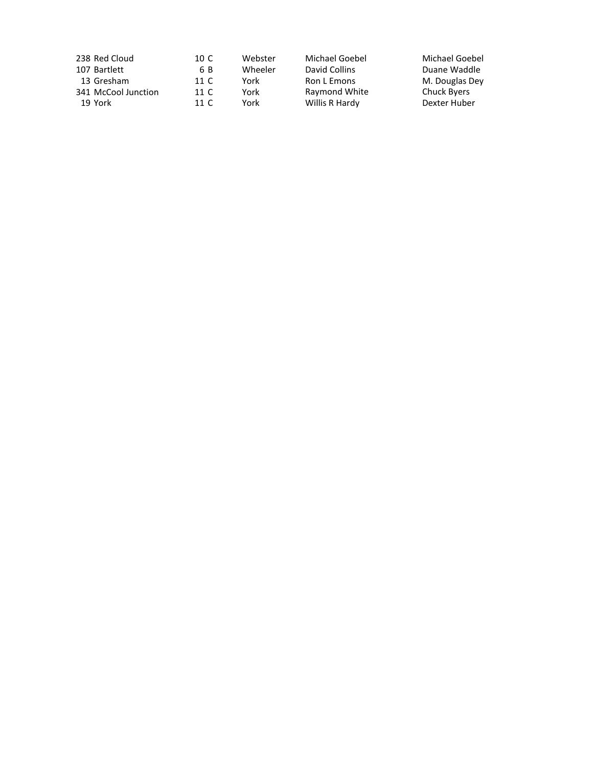| | | | | | | |
|---|---|---|---|---|---|---|
| 238 | Red Cloud | 10 | C | Webster | Michael Goebel | Michael Goebel |
| 107 | Bartlett | 6 | B | Wheeler | David Collins | Duane Waddle |
| 13 | Gresham | 11 | C | York | Ron L Emons | M. Douglas Dey |
| 341 | McCool Junction | 11 | C | York | Raymond White | Chuck Byers |
| 19 | York | 11 | C | York | Willis R Hardy | Dexter Huber |